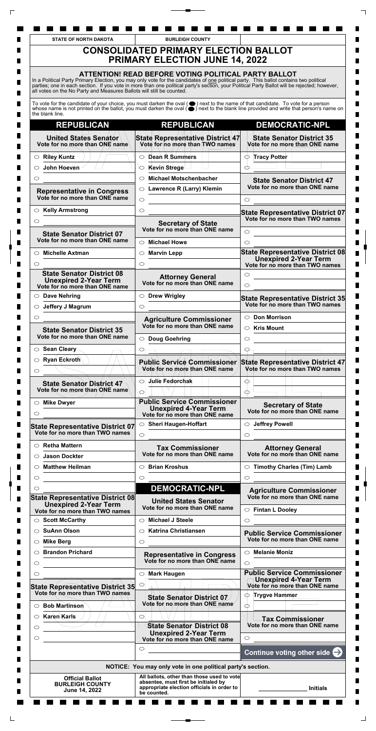STATE OF NORTH DAKOTA | BURLEIGH COUNTY

# CONSOLIDATED PRIMARY ELECTION BALLOT
## PRIMARY ELECTION JUNE 14, 2022

**ATTENTION! READ BEFORE VOTING POLITICAL PARTY BALLOT**
In a Political Party Primary Election, you may only vote for the candidates of one political party. This ballot contains two political parties; one in each section. If you vote in more than one political party's section, your Political Party Ballot will be rejected; however, all votes on the No Party and Measures Ballots will still be counted.

To vote for the candidate of your choice, you must darken the oval (⬬) next to the name of that candidate. To vote for a person whose name is not printed on the ballot, you must darken the oval (⬬) next to the blank line provided and write that person's name on the blank line.

## REPUBLICAN

**United States Senator**
Vote for no more than ONE name
- ○ Riley Kuntz
- ○ John Hoeven
- ○ ______

**Representative in Congress**
Vote for no more than ONE name
- ○ Kelly Armstrong
- ○ ______

**State Senator District 07**
Vote for no more than ONE name
- ○ Michelle Axtman
- ○ ______

**State Senator District 08 Unexpired 2-Year Term**
Vote for no more than ONE name
- ○ Dave Nehring
- ○ Jeffery J Magrum
- ○ ______

**State Senator District 35**
Vote for no more than ONE name
- ○ Sean Cleary
- ○ Ryan Eckroth
- ○ ______

**State Senator District 47**
Vote for no more than ONE name
- ○ Mike Dwyer
- ○ ______

**State Representative District 07**
Vote for no more than TWO names
- ○ Retha Mattern
- ○ Jason Dockter
- ○ Matthew Heilman
- ○ ______
- ○ ______

**State Representative District 08 Unexpired 2-Year Term**
Vote for no more than TWO names
- ○ Scott McCarthy
- ○ SuAnn Olson
- ○ Mike Berg
- ○ Brandon Prichard
- ○ ______
- ○ ______

**State Representative District 35**
Vote for no more than TWO names
- ○ Bob Martinson
- ○ Karen Karls
- ○ ______
- ○ ______

**State Representative District 47**
Vote for no more than TWO names
- ○ Dean R Summers
- ○ Kevin Strege
- ○ Michael Motschenbacher
- ○ Lawrence R (Larry) Klemin
- ○ ______
- ○ ______

**Secretary of State**
Vote for no more than ONE name
- ○ Michael Howe
- ○ Marvin Lepp
- ○ ______

**Attorney General**
Vote for no more than ONE name
- ○ Drew Wrigley
- ○ ______

**Agriculture Commissioner**
Vote for no more than ONE name
- ○ Doug Goehring
- ○ ______

**Public Service Commissioner**
Vote for no more than ONE name
- ○ Julie Fedorchak
- ○ ______

**Public Service Commissioner Unexpired 4-Year Term**
Vote for no more than ONE name
- ○ Sheri Haugen-Hoffart
- ○ ______

**Tax Commissioner**
Vote for no more than ONE name
- ○ Brian Kroshus
- ○ ______

## DEMOCRATIC-NPL

**United States Senator**
Vote for no more than ONE name
- ○ Michael J Steele
- ○ Katrina Christiansen
- ○ ______

**Representative in Congress**
Vote for no more than ONE name
- ○ Mark Haugen
- ○ ______

**State Senator District 07**
Vote for no more than ONE name
- ○ ______

**State Senator District 08 Unexpired 2-Year Term**
Vote for no more than ONE name
- ○ ______

**State Senator District 35**
Vote for no more than ONE name
- ○ Tracy Potter
- ○ ______

**State Senator District 47**
Vote for no more than ONE name
- ○ ______

**State Representative District 07**
Vote for no more than TWO names
- ○ ______
- ○ ______

**State Representative District 08 Unexpired 2-Year Term**
Vote for no more than TWO names
- ○ ______
- ○ ______

**State Representative District 35**
Vote for no more than TWO names
- ○ Don Morrison
- ○ Kris Mount
- ○ ______
- ○ ______

**State Representative District 47**
Vote for no more than TWO names
- ○ ______
- ○ ______

**Secretary of State**
Vote for no more than ONE name
- ○ Jeffrey Powell
- ○ ______

**Attorney General**
Vote for no more than ONE name
- ○ Timothy Charles (Tim) Lamb
- ○ ______

**Agriculture Commissioner**
Vote for no more than ONE name
- ○ Fintan L Dooley
- ○ ______

**Public Service Commissioner**
Vote for no more than ONE name
- ○ Melanie Moniz
- ○ ______

**Public Service Commissioner Unexpired 4-Year Term**
Vote for no more than ONE name
- ○ Trygve Hammer
- ○ ______

**Tax Commissioner**
Vote for no more than ONE name
- ○ ______

Continue voting other side →

**NOTICE: You may only vote in one political party's section.**

| Official Ballot BURLEIGH COUNTY June 14, 2022 | All ballots, other than those used to vote absentee, must first be initialed by appropriate election officials in order to be counted. | ______ Initials |
| --- | --- | --- |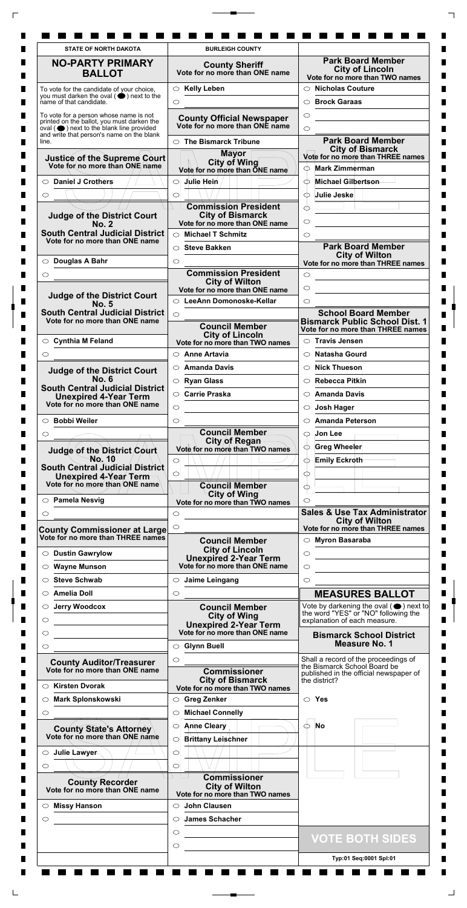STATE OF NORTH DAKOTA

BURLEIGH COUNTY

## NO-PARTY PRIMARY BALLOT

To vote for the candidate of your choice, you must darken the oval ( ⬬ ) next to the name of that candidate.

To vote for a person whose name is not printed on the ballot, you must darken the oval ( ⬬ ) next to the blank line provided and write that person's name on the blank line.

### Justice of the Supreme Court
Vote for no more than ONE name

- ○ Daniel J Crothers
- ○ ____________

### Judge of the District Court No. 2 South Central Judicial District
Vote for no more than ONE name

- ○ Douglas A Bahr
- ○ ____________

### Judge of the District Court No. 5 South Central Judicial District
Vote for no more than ONE name

- ○ Cynthia M Feland
- ○ ____________

### Judge of the District Court No. 6 South Central Judicial District Unexpired 4-Year Term
Vote for no more than ONE name

- ○ Bobbi Weiler
- ○ ____________

### Judge of the District Court No. 10 South Central Judicial District Unexpired 4-Year Term
Vote for no more than ONE name

- ○ Pamela Nesvig
- ○ ____________

### County Commissioner at Large
Vote for no more than THREE names

- ○ Dustin Gawrylow
- ○ Wayne Munson
- ○ Steve Schwab
- ○ Amelia Doll
- ○ Jerry Woodcox
- ○ ____________
- ○ ____________
- ○ ____________

### County Auditor/Treasurer
Vote for no more than ONE name

- ○ Kirsten Dvorak
- ○ Mark Splonskowski
- ○ ____________

### County State's Attorney
Vote for no more than ONE name

- ○ Julie Lawyer
- ○ ____________

### County Recorder
Vote for no more than ONE name

- ○ Missy Hanson
- ○ ____________

### County Sheriff
Vote for no more than ONE name

- ○ Kelly Leben
- ○ ____________

### County Official Newspaper
Vote for no more than ONE name

- ○ The Bismarck Tribune

### Mayor City of Wing
Vote for no more than ONE name

- ○ Julie Hein
- ○ ____________

### Commission President City of Bismarck
Vote for no more than ONE name

- ○ Michael T Schmitz
- ○ Steve Bakken
- ○ ____________

### Commission President City of Wilton
Vote for no more than ONE name

- ○ LeeAnn Domonoske-Kellar
- ○ ____________

### Council Member City of Lincoln
Vote for no more than TWO names

- ○ Anne Artavia
- ○ Amanda Davis
- ○ Ryan Glass
- ○ Carrie Praska
- ○ ____________
- ○ ____________

### Council Member City of Regan
Vote for no more than TWO names

- ○ ____________
- ○ ____________

### Council Member City of Wing
Vote for no more than TWO names

- ○ ____________
- ○ ____________

### Council Member City of Lincoln Unexpired 2-Year Term
Vote for no more than ONE name

- ○ Jaime Leingang
- ○ ____________

### Council Member City of Wing Unexpired 2-Year Term
Vote for no more than ONE name

- ○ Glynn Buell
- ○ ____________

### Commissioner City of Bismarck
Vote for no more than TWO names

- ○ Greg Zenker
- ○ Michael Connelly
- ○ Anne Cleary
- ○ Brittany Leischner
- ○ ____________
- ○ ____________

### Commissioner City of Wilton
Vote for no more than TWO names

- ○ John Clausen
- ○ James Schacher
- ○ ____________
- ○ ____________

### Park Board Member City of Lincoln
Vote for no more than TWO names

- ○ Nicholas Couture
- ○ Brock Garaas
- ○ ____________
- ○ ____________

### Park Board Member City of Bismarck
Vote for no more than THREE names

- ○ Mark Zimmerman
- ○ Michael Gilbertson
- ○ Julie Jeske
- ○ ____________
- ○ ____________
- ○ ____________

### Park Board Member City of Wilton
Vote for no more than THREE names

- ○ ____________
- ○ ____________
- ○ ____________

### School Board Member Bismarck Public School Dist. 1
Vote for no more than THREE names

- ○ Travis Jensen
- ○ Natasha Gourd
- ○ Nick Thueson
- ○ Rebecca Pitkin
- ○ Amanda Davis
- ○ Josh Hager
- ○ Amanda Peterson
- ○ Jon Lee
- ○ Greg Wheeler
- ○ Emily Eckroth
- ○ ____________
- ○ ____________
- ○ ____________

### Sales & Use Tax Administrator City of Wilton
Vote for no more than THREE names

- ○ Myron Basaraba
- ○ ____________
- ○ ____________
- ○ ____________

## MEASURES BALLOT

Vote by darkening the oval ( ⬬ ) next to the word "YES" or "NO" following the explanation of each measure.

### Bismarck School District Measure No. 1

Shall a record of the proceedings of the Bismarck School Board be published in the official newspaper of the district?

- ○ Yes
- ○ No

**VOTE BOTH SIDES**

Typ:01 Seq:0001 Spl:01